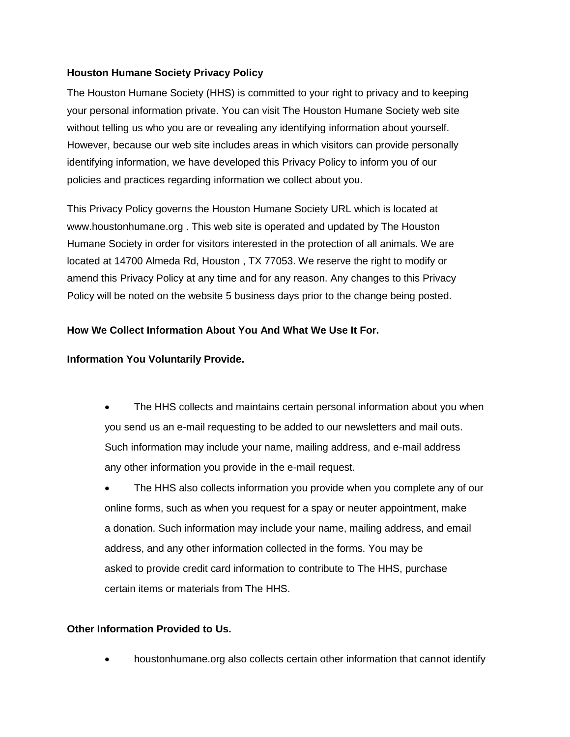**Houston Humane Society Privacy Policy**

The Houston Humane Society (HHS) is committed to your right to privacy and to keeping your personal information private. You can visit The Houston Humane Society web site without telling us who you are or revealing any identifying information about yourself. However, because our web site includes areas in which visitors can provide personally identifying information, we have developed this Privacy Policy to inform you of our policies and practices regarding information we collect about you.

This Privacy Policy governs the Houston Humane Society URL which is located at www.houstonhumane.org . This web site is operated and updated by The Houston Humane Society in order for visitors interested in the protection of all animals. We are located at 14700 Almeda Rd, Houston , TX 77053. We reserve the right to modify or amend this Privacy Policy at any time and for any reason. Any changes to this Privacy Policy will be noted on the website 5 business days prior to the change being posted.

**How We Collect Information About You And What We Use It For.**

**Information You Voluntarily Provide.**

- The HHS collects and maintains certain personal information about you when you send us an e-mail requesting to be added to our newsletters and mail outs. Such information may include your name, mailing address, and e-mail address any other information you provide in the e-mail request.
- The HHS also collects information you provide when you complete any of our online forms, such as when you request for a spay or neuter appointment, make a donation. Such information may include your name, mailing address, and email address, and any other information collected in the forms. You may be asked to provide credit card information to contribute to The HHS, purchase certain items or materials from The HHS.

**Other Information Provided to Us.**

- houstonhumane.org also collects certain other information that cannot identify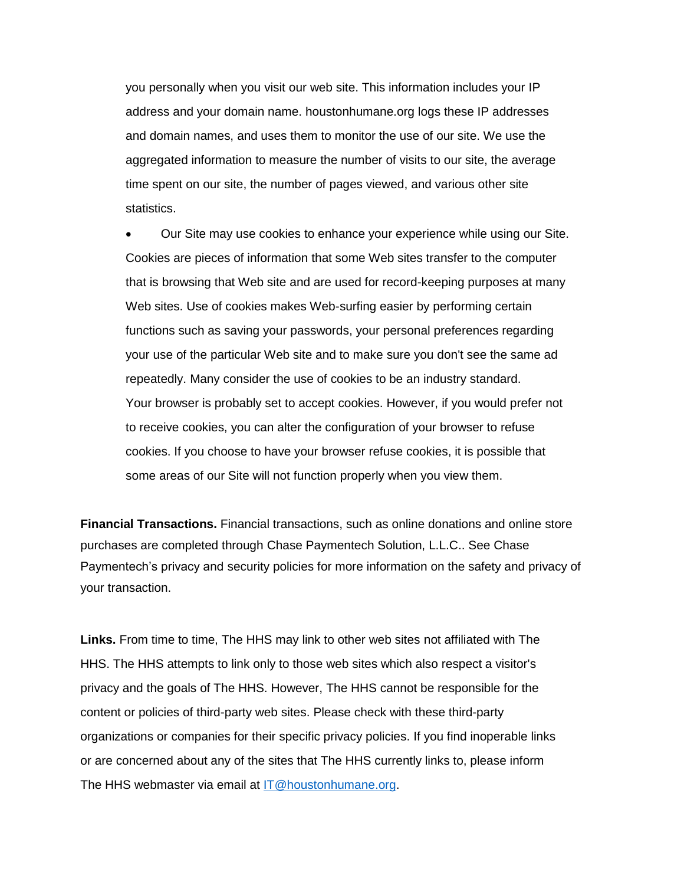you personally when you visit our web site. This information includes your IP address and your domain name. houstonhumane.org logs these IP addresses and domain names, and uses them to monitor the use of our site. We use the aggregated information to measure the number of visits to our site, the average time spent on our site, the number of pages viewed, and various other site statistics.

- Our Site may use cookies to enhance your experience while using our Site. Cookies are pieces of information that some Web sites transfer to the computer that is browsing that Web site and are used for record-keeping purposes at many Web sites. Use of cookies makes Web-surfing easier by performing certain functions such as saving your passwords, your personal preferences regarding your use of the particular Web site and to make sure you don't see the same ad repeatedly. Many consider the use of cookies to be an industry standard. Your browser is probably set to accept cookies. However, if you would prefer not to receive cookies, you can alter the configuration of your browser to refuse cookies. If you choose to have your browser refuse cookies, it is possible that some areas of our Site will not function properly when you view them.

**Financial Transactions.** Financial transactions, such as online donations and online store purchases are completed through Chase Paymentech Solution, L.L.C.. See Chase Paymentech's privacy and security policies for more information on the safety and privacy of your transaction.

**Links.** From time to time, The HHS may link to other web sites not affiliated with The HHS. The HHS attempts to link only to those web sites which also respect a visitor's privacy and the goals of The HHS. However, The HHS cannot be responsible for the content or policies of third-party web sites. Please check with these third-party organizations or companies for their specific privacy policies. If you find inoperable links or are concerned about any of the sites that The HHS currently links to, please inform The HHS webmaster via email at IT@houstonhumane.org.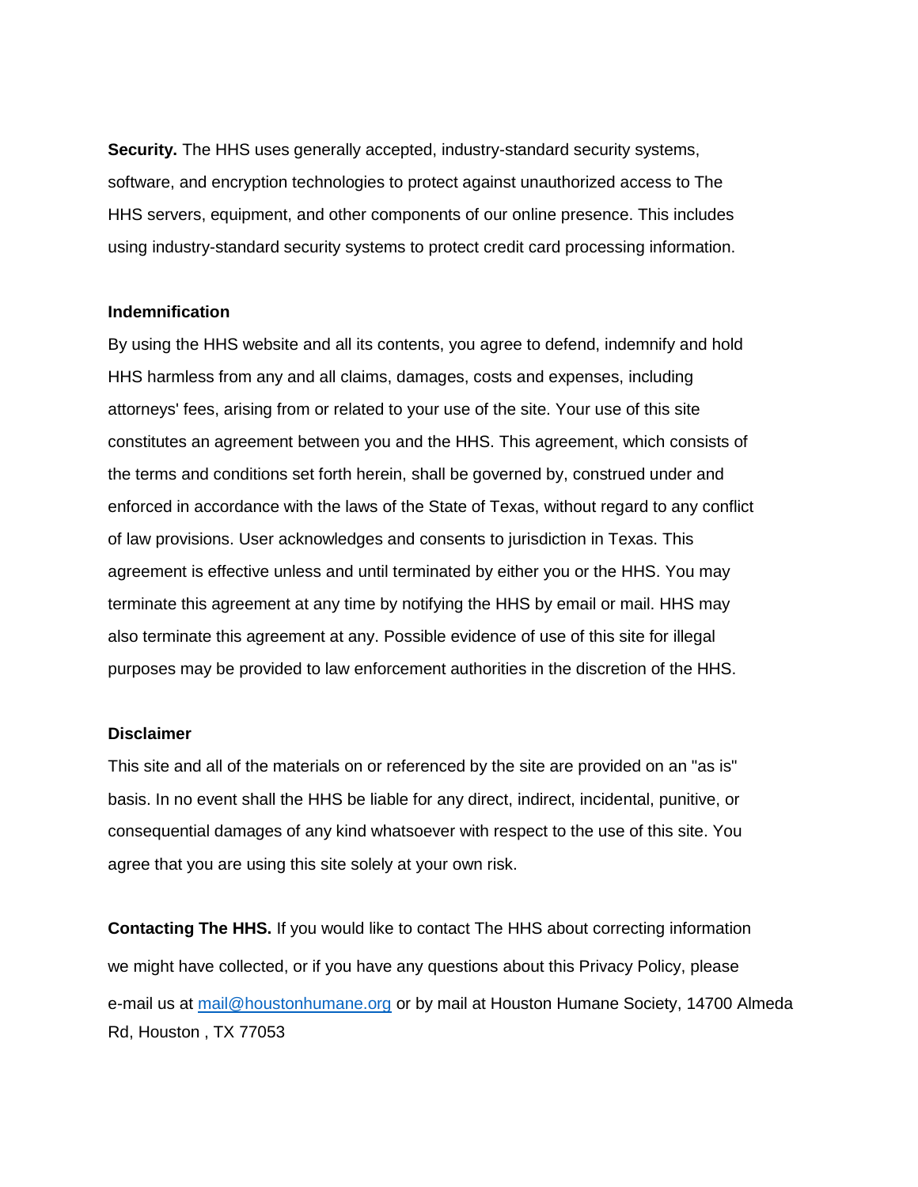**Security.** The HHS uses generally accepted, industry-standard security systems, software, and encryption technologies to protect against unauthorized access to The HHS servers, equipment, and other components of our online presence. This includes using industry-standard security systems to protect credit card processing information.

**Indemnification**

By using the HHS website and all its contents, you agree to defend, indemnify and hold HHS harmless from any and all claims, damages, costs and expenses, including attorneys' fees, arising from or related to your use of the site. Your use of this site constitutes an agreement between you and the HHS. This agreement, which consists of the terms and conditions set forth herein, shall be governed by, construed under and enforced in accordance with the laws of the State of Texas, without regard to any conflict of law provisions. User acknowledges and consents to jurisdiction in Texas. This agreement is effective unless and until terminated by either you or the HHS. You may terminate this agreement at any time by notifying the HHS by email or mail. HHS may also terminate this agreement at any. Possible evidence of use of this site for illegal purposes may be provided to law enforcement authorities in the discretion of the HHS.

**Disclaimer**

This site and all of the materials on or referenced by the site are provided on an "as is" basis. In no event shall the HHS be liable for any direct, indirect, incidental, punitive, or consequential damages of any kind whatsoever with respect to the use of this site. You agree that you are using this site solely at your own risk.

**Contacting The HHS.** If you would like to contact The HHS about correcting information we might have collected, or if you have any questions about this Privacy Policy, please e-mail us at [mail@houstonhumane.org](mailto:mail@houstonhumane.org) or by mail at Houston Humane Society, 14700 Almeda Rd, Houston , TX 77053